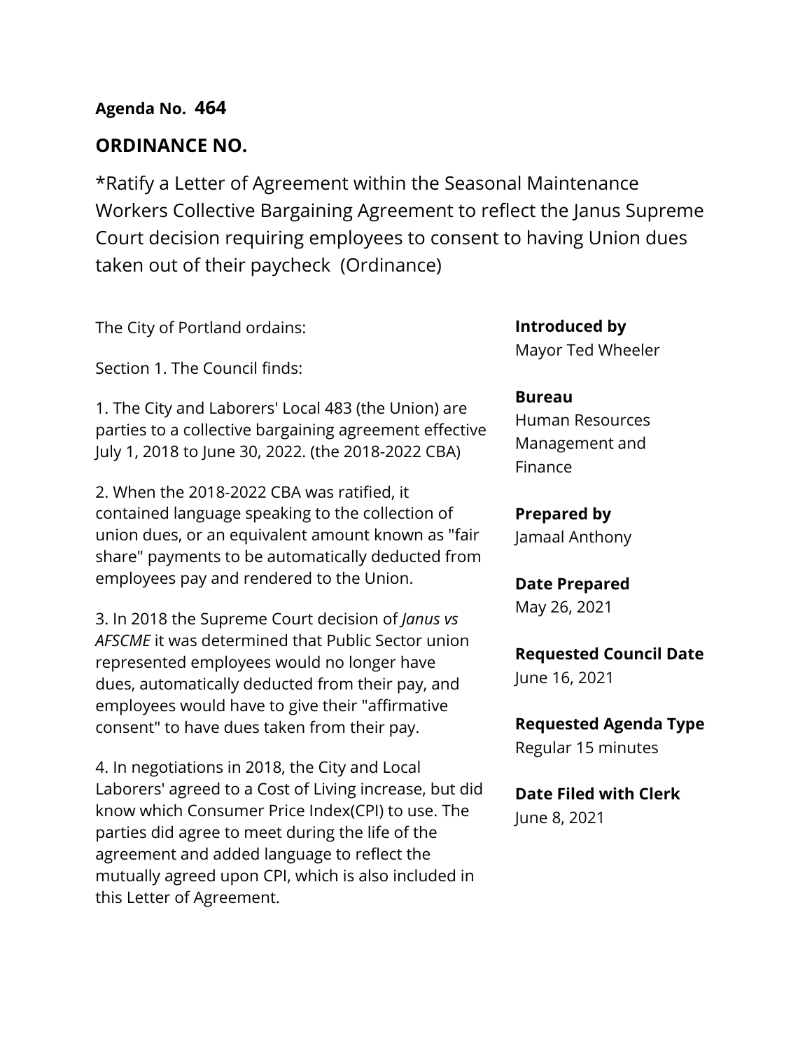**Agenda No. 464**

## ORDINANCE NO.

*Ratify a Letter of Agreement within the Seasonal Maintenance Workers Collective Bargaining Agreement to reflect the Janus Supreme Court decision requiring employees to consent to having Union dues taken out of their paycheck (Ordinance)

The City of Portland ordains:

Section 1. The Council finds:

1. The City and Laborers' Local 483 (the Union) are parties to a collective bargaining agreement effective July 1, 2018 to June 30, 2022. (the 2018-2022 CBA)

2. When the 2018-2022 CBA was ratified, it contained language speaking to the collection of union dues, or an equivalent amount known as "fair share" payments to be automatically deducted from employees pay and rendered to the Union.

3. In 2018 the Supreme Court decision of *Janus vs AFSCME* it was determined that Public Sector union represented employees would no longer have dues, automatically deducted from their pay, and employees would have to give their "affirmative consent" to have dues taken from their pay.

4. In negotiations in 2018, the City and Local Laborers' agreed to a Cost of Living increase, but did know which Consumer Price Index(CPI) to use. The parties did agree to meet during the life of the agreement and added language to reflect the mutually agreed upon CPI, which is also included in this Letter of Agreement.

**Introduced by**
Mayor Ted Wheeler

**Bureau**
Human Resources Management and Finance

**Prepared by**
Jamaal Anthony

**Date Prepared**
May 26, 2021

**Requested Council Date**
June 16, 2021

**Requested Agenda Type**
Regular 15 minutes

**Date Filed with Clerk**
June 8, 2021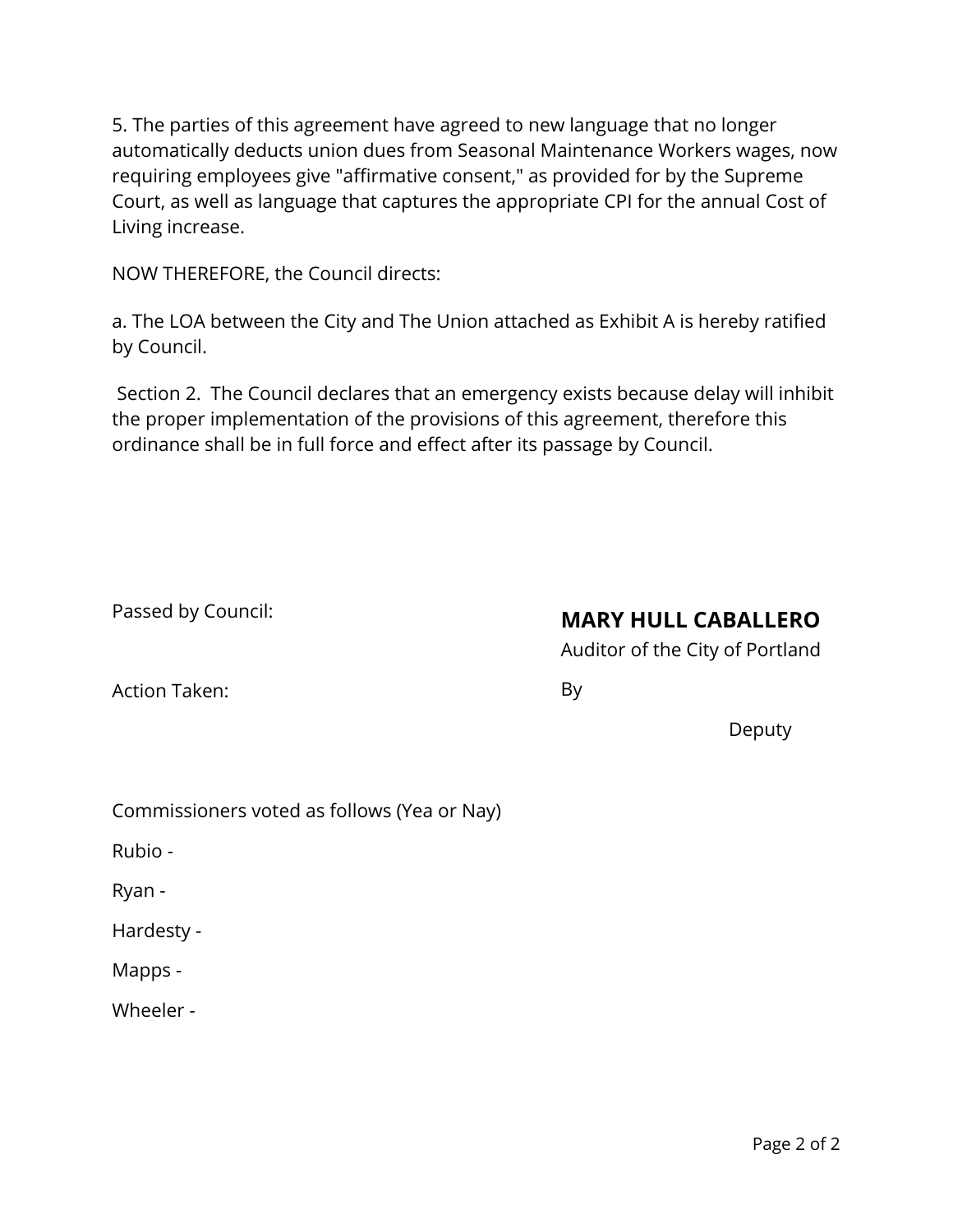5. The parties of this agreement have agreed to new language that no longer automatically deducts union dues from Seasonal Maintenance Workers wages, now requiring employees give "affirmative consent," as provided for by the Supreme Court, as well as language that captures the appropriate CPI for the annual Cost of Living increase.

NOW THEREFORE, the Council directs:

a. The LOA between the City and The Union attached as Exhibit A is hereby ratified by Council.

Section 2. The Council declares that an emergency exists because delay will inhibit the proper implementation of the provisions of this agreement, therefore this ordinance shall be in full force and effect after its passage by Council.

Passed by Council:

Action Taken:

**MARY HULL CABALLERO**

Auditor of the City of Portland

By

Deputy

Commissioners voted as follows (Yea or Nay)

Rubio -

Ryan -

Hardesty -

Mapps -

Wheeler -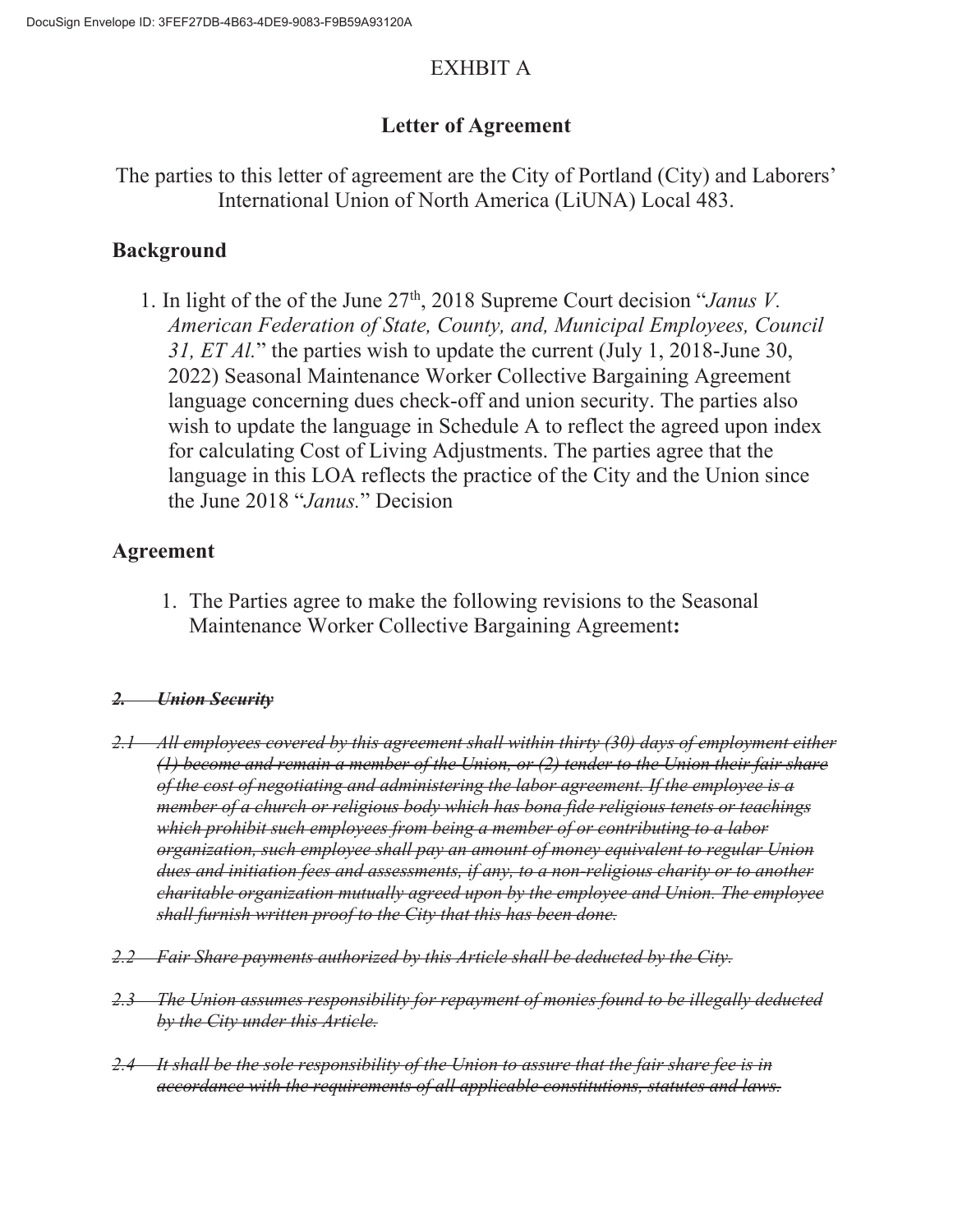EXHBIT A

## Letter of Agreement

The parties to this letter of agreement are the City of Portland (City) and Laborers' International Union of North America (LiUNA) Local 483.

## Background

1. In light of the of the June 27th, 2018 Supreme Court decision "*Janus V. American Federation of State, County, and, Municipal Employees, Council 31, ET Al.*" the parties wish to update the current (July 1, 2018-June 30, 2022) Seasonal Maintenance Worker Collective Bargaining Agreement language concerning dues check-off and union security. The parties also wish to update the language in Schedule A to reflect the agreed upon index for calculating Cost of Living Adjustments. The parties agree that the language in this LOA reflects the practice of the City and the Union since the June 2018 "*Janus.*" Decision

## Agreement

1. The Parties agree to make the following revisions to the Seasonal Maintenance Worker Collective Bargaining Agreement**:**

~~***2. Union Security***~~

~~*2.1 All employees covered by this agreement shall within thirty (30) days of employment either (1) become and remain a member of the Union, or (2) tender to the Union their fair share of the cost of negotiating and administering the labor agreement. If the employee is a member of a church or religious body which has bona fide religious tenets or teachings which prohibit such employees from being a member of or contributing to a labor organization, such employee shall pay an amount of money equivalent to regular Union dues and initiation fees and assessments, if any, to a non-religious charity or to another charitable organization mutually agreed upon by the employee and Union. The employee shall furnish written proof to the City that this has been done.*~~

~~*2.2 Fair Share payments authorized by this Article shall be deducted by the City.*~~

~~*2.3 The Union assumes responsibility for repayment of monies found to be illegally deducted by the City under this Article.*~~

~~*2.4 It shall be the sole responsibility of the Union to assure that the fair share fee is in accordance with the requirements of all applicable constitutions, statutes and laws.*~~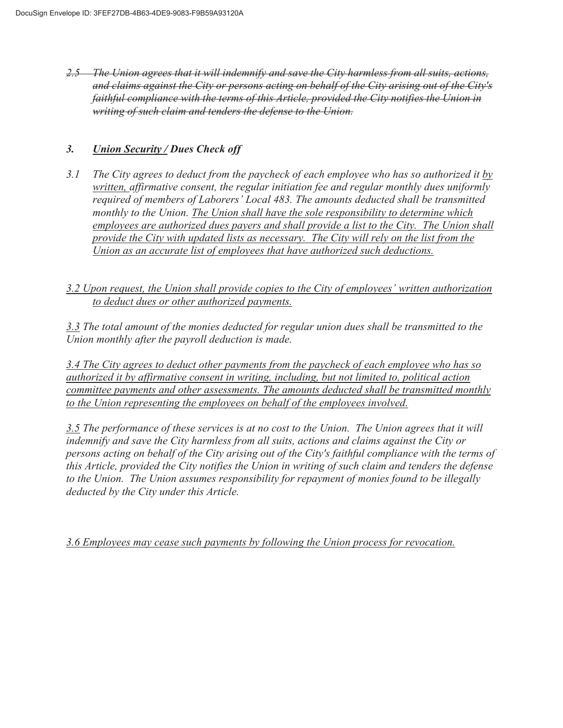*~~2.5 The Union agrees that it will indemnify and save the City harmless from all suits, actions, and claims against the City or persons acting on behalf of the City arising out of the City's faithful compliance with the terms of this Article, provided the City notifies the Union in writing of such claim and tenders the defense to the Union.~~*

### *3. <u>Union Security /</u> Dues Check off*

*3.1 The City agrees to deduct from the paycheck of each employee who has so authorized it <u>by written,</u> affirmative consent, the regular initiation fee and regular monthly dues uniformly required of members of Laborers' Local 483. The amounts deducted shall be transmitted monthly to the Union. <u>The Union shall have the sole responsibility to determine which employees are authorized dues payers and shall provide a list to the City. The Union shall provide the City with updated lists as necessary. The City will rely on the list from the Union as an accurate list of employees that have authorized such deductions.</u>*

*<u>3.2 Upon request, the Union shall provide copies to the City of employees' written authorization to deduct dues or other authorized payments.</u>*

*<u>3.3</u> The total amount of the monies deducted for regular union dues shall be transmitted to the Union monthly after the payroll deduction is made.*

*<u>3.4 The City agrees to deduct other payments from the paycheck of each employee who has so authorized it by affirmative consent in writing, including, but not limited to, political action committee payments and other assessments. The amounts deducted shall be transmitted monthly to the Union representing the employees on behalf of the employees involved.</u>*

*<u>3.5</u> The performance of these services is at no cost to the Union. The Union agrees that it will indemnify and save the City harmless from all suits, actions and claims against the City or persons acting on behalf of the City arising out of the City's faithful compliance with the terms of this Article, provided the City notifies the Union in writing of such claim and tenders the defense to the Union. The Union assumes responsibility for repayment of monies found to be illegally deducted by the City under this Article.*

*<u>3.6 Employees may cease such payments by following the Union process for revocation.</u>*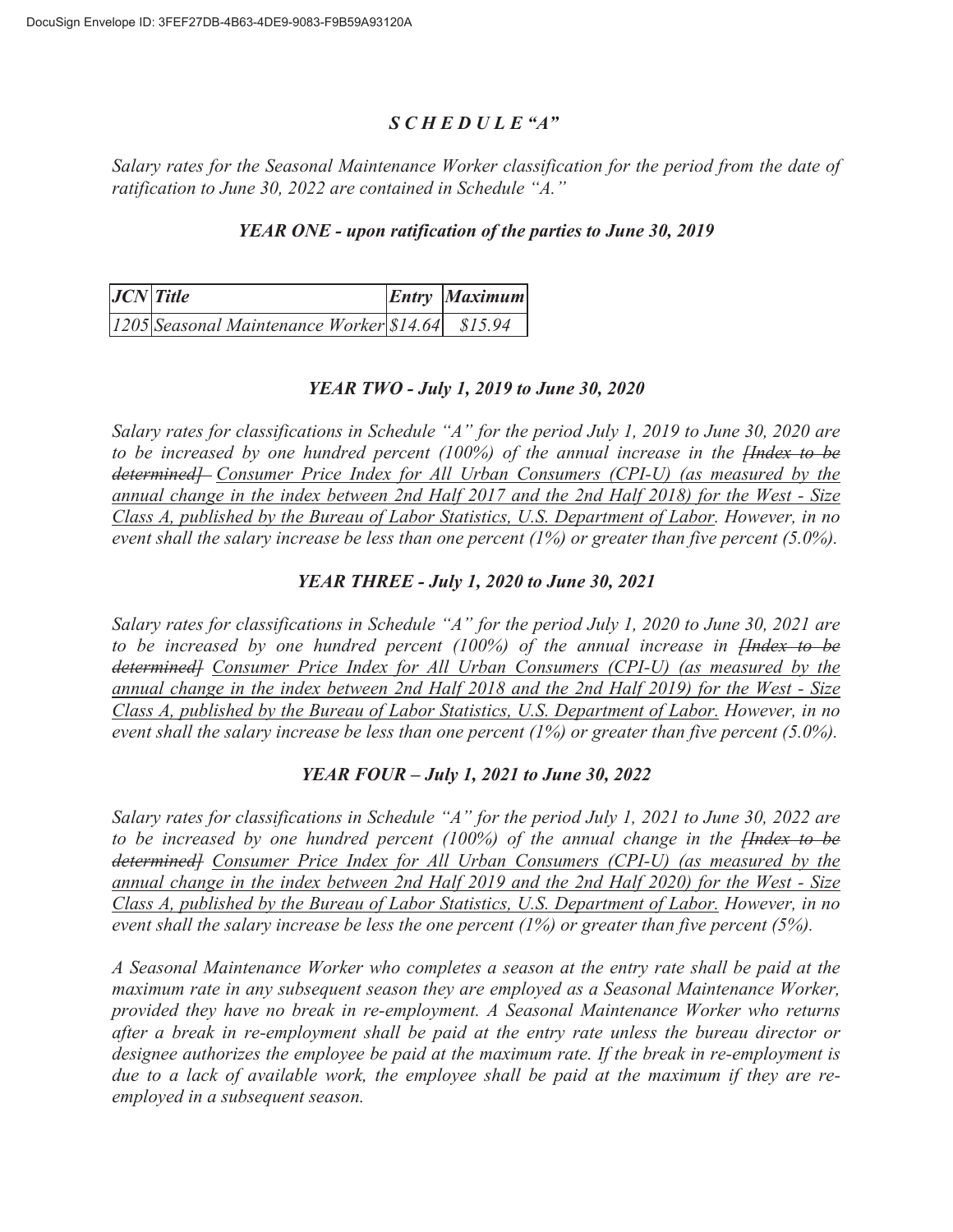# *SCHEDULE "A"*

*Salary rates for the Seasonal Maintenance Worker classification for the period from the date of ratification to June 30, 2022 are contained in Schedule "A."*

### *YEAR ONE - upon ratification of the parties to June 30, 2019*

| *JCN* | *Title* | *Entry* | *Maximum* |
|---|---|---|---|
| *1205* | *Seasonal Maintenance Worker* | *$14.64* | *$15.94* |

### *YEAR TWO - July 1, 2019 to June 30, 2020*

*Salary rates for classifications in Schedule "A" for the period July 1, 2019 to June 30, 2020 are to be increased by one hundred percent (100%) of the annual increase in the ~~[Index to be determined]~~ Consumer Price Index for All Urban Consumers (CPI-U) (as measured by the annual change in the index between 2nd Half 2017 and the 2nd Half 2018) for the West - Size Class A, published by the Bureau of Labor Statistics, U.S. Department of Labor. However, in no event shall the salary increase be less than one percent (1%) or greater than five percent (5.0%).*

### *YEAR THREE - July 1, 2020 to June 30, 2021*

*Salary rates for classifications in Schedule "A" for the period July 1, 2020 to June 30, 2021 are to be increased by one hundred percent (100%) of the annual increase in ~~[Index to be determined]~~ Consumer Price Index for All Urban Consumers (CPI-U) (as measured by the annual change in the index between 2nd Half 2018 and the 2nd Half 2019) for the West - Size Class A, published by the Bureau of Labor Statistics, U.S. Department of Labor. However, in no event shall the salary increase be less than one percent (1%) or greater than five percent (5.0%).*

### *YEAR FOUR – July 1, 2021 to June 30, 2022*

*Salary rates for classifications in Schedule "A" for the period July 1, 2021 to June 30, 2022 are to be increased by one hundred percent (100%) of the annual change in the ~~[Index to be determined]~~ Consumer Price Index for All Urban Consumers (CPI-U) (as measured by the annual change in the index between 2nd Half 2019 and the 2nd Half 2020) for the West - Size Class A, published by the Bureau of Labor Statistics, U.S. Department of Labor. However, in no event shall the salary increase be less the one percent (1%) or greater than five percent (5%).*

*A Seasonal Maintenance Worker who completes a season at the entry rate shall be paid at the maximum rate in any subsequent season they are employed as a Seasonal Maintenance Worker, provided they have no break in re-employment. A Seasonal Maintenance Worker who returns after a break in re-employment shall be paid at the entry rate unless the bureau director or designee authorizes the employee be paid at the maximum rate. If the break in re-employment is due to a lack of available work, the employee shall be paid at the maximum if they are re-employed in a subsequent season.*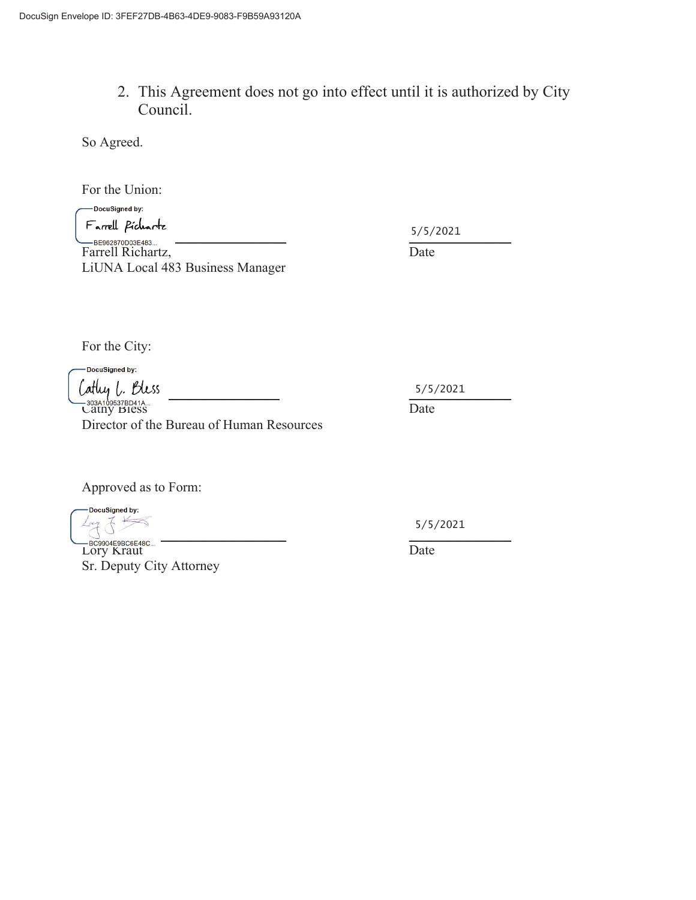2. This Agreement does not go into effect until it is authorized by City Council.

So Agreed.

For the Union:

DocuSigned by:
Farrell Richartz
BE962870D03E483...

Farrell Richartz,
LiUNA Local 483 Business Manager

5/5/2021
Date

For the City:

DocuSigned by:
Cathy L. Bless
303A109537BD41A...

Cathy Bless
Director of the Bureau of Human Resources

5/5/2021
Date

Approved as to Form:

DocuSigned by:
BC9904E9BC6E48C...

Lory Kraut
Sr. Deputy City Attorney

5/5/2021
Date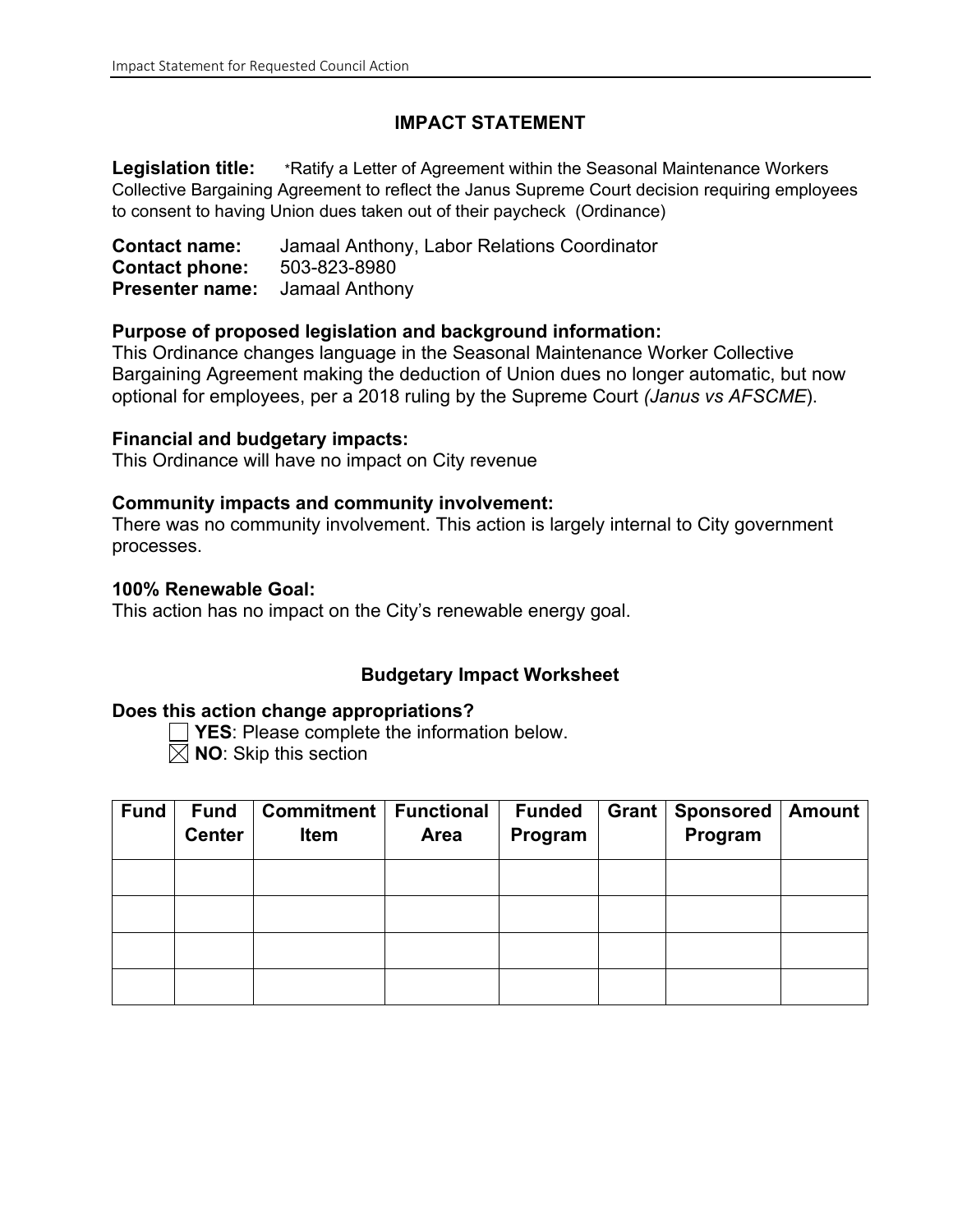# IMPACT STATEMENT

**Legislation title:** *Ratify a Letter of Agreement within the Seasonal Maintenance Workers Collective Bargaining Agreement to reflect the Janus Supreme Court decision requiring employees to consent to having Union dues taken out of their paycheck (Ordinance)

**Contact name:** Jamaal Anthony, Labor Relations Coordinator
**Contact phone:** 503-823-8980
**Presenter name:** Jamaal Anthony

**Purpose of proposed legislation and background information:**
This Ordinance changes language in the Seasonal Maintenance Worker Collective Bargaining Agreement making the deduction of Union dues no longer automatic, but now optional for employees, per a 2018 ruling by the Supreme Court *(Janus vs AFSCME)*.

**Financial and budgetary impacts:**
This Ordinance will have no impact on City revenue

**Community impacts and community involvement:**
There was no community involvement. This action is largely internal to City government processes.

**100% Renewable Goal:**
This action has no impact on the City's renewable energy goal.

## Budgetary Impact Worksheet

**Does this action change appropriations?**

☐ **YES**: Please complete the information below.
☒ **NO**: Skip this section

| Fund | Fund Center | Commitment Item | Functional Area | Funded Program | Grant | Sponsored Program | Amount |
|---|---|---|---|---|---|---|---|
| | | | | | | | |
| | | | | | | | |
| | | | | | | | |
| | | | | | | | |